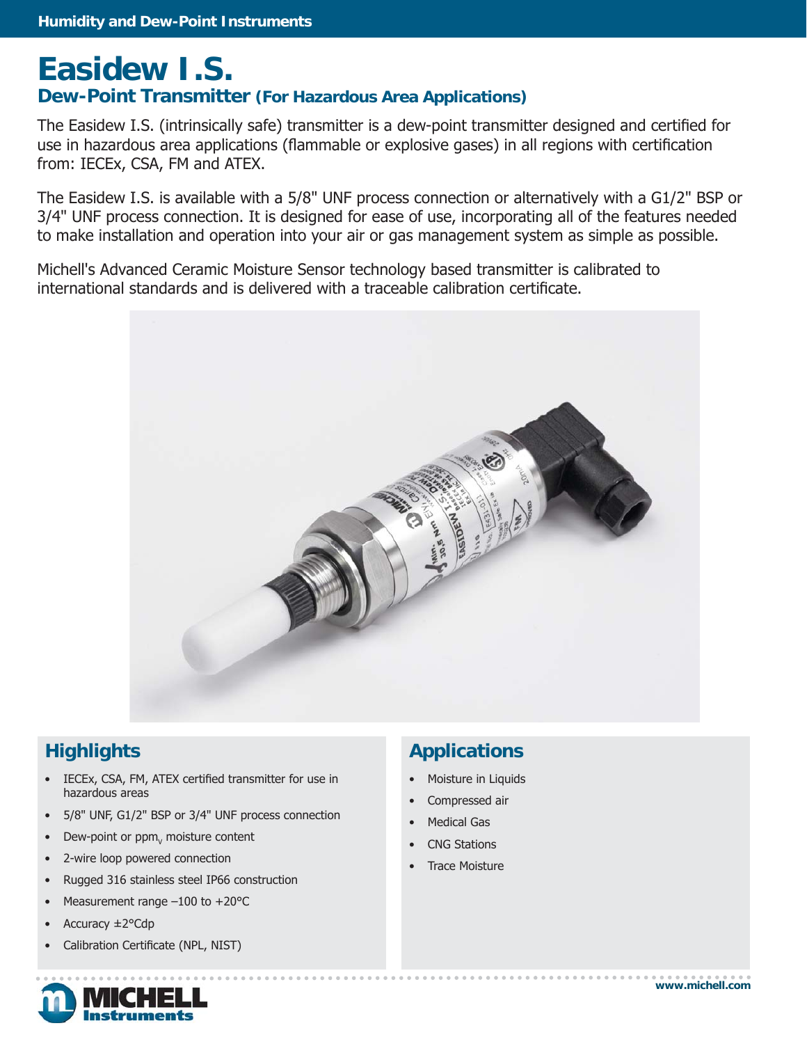# Easidew I.S.

## Dew-Point Transmitter (For Hazardous Area Applications)

The Easidew I.S. (intrinsically safe) transmitter is a dew-point transmitter designed and certified for use in hazardous area applications (flammable or explosive gases) in all regions with certification from: IECEx, CSA, FM and ATEX.

The Easidew I.S. is available with a 5/8" UNF process connection or alternatively with a G1/2" BSP or 3/4" UNF process connection. It is designed for ease of use, incorporating all of the features needed to make installation and operation into your air or gas management system as simple as possible.

Michell's Advanced Ceramic Moisture Sensor technology based transmitter is calibrated to international standards and is delivered with a traceable calibration certificate.

## Highlights

- IECEx, CSA, FM, ATEX certified transmitter for use in hazardous areas
- 5/8" UNF, G1/2" BSP or 3/4" UNF process connection
- Dew-point or $ppm_v$ moisture content
- 2-wire loop powered connection
- Rugged 316 stainless steel IP66 construction
- Measurement range –100 to +20°C
- Accuracy ±2°Cdp
- Calibration Certificate (NPL, NIST)

## Applications

- Moisture in Liquids
- Compressed air
- Medical Gas
- CNG Stations
- Trace Moisture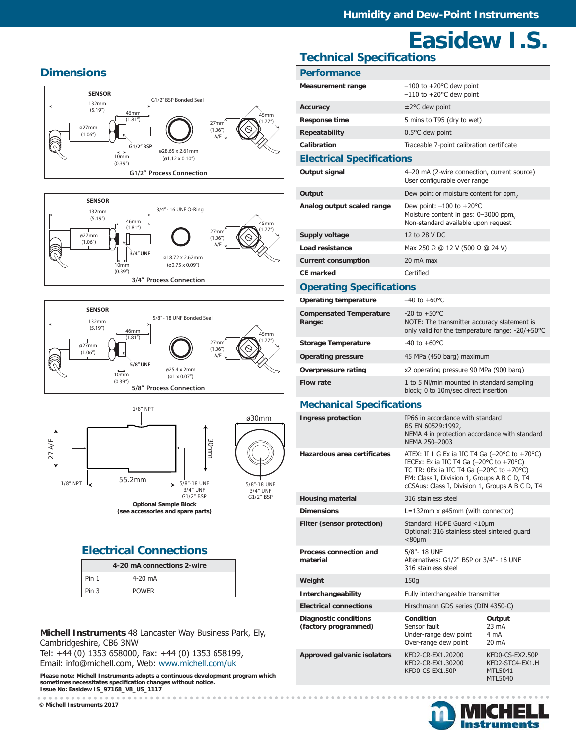# Easidew I.S.

## Dimensions

SENSOR

132mm (5.19")

G1/2" BSP Bonded Seal

46mm (1.81")

ø27mm (1.06")

45mm (1.77")

27mm (1.06") A/F

G1/2" BSP

10mm (0.39")

ø28.65 x 2.61mm (ø1.12 x 0.10")

G1/2" Process Connection

SENSOR

132mm (5.19")

3/4" - 16 UNF O-Ring

46mm (1.81")

ø27mm (1.06")

45mm (1.77")

27mm (1.06") A/F

3/4" UNF

10mm (0.39")

ø18.72 x 2.62mm (ø0.75 x 0.09")

3/4" Process Connection

SENSOR

132mm (5.19")

5/8" - 18 UNF Bonded Seal

46mm (1.81")

ø27mm (1.06")

45mm (1.77")

27mm (1.06") A/F

5/8" UNF

10mm (0.39")

ø25.4 x 2mm (ø1 x 0.07")

5/8" Process Connection

1/8" NPT

27 A/F

30mm

55.2mm

1/8" NPT

5/8"-18 UNF
3/4" UNF
G1/2" BSP

ø30mm

5/8"-18 UNF
3/4" UNF
G1/2" BSP

**Optional Sample Block**
**(see accessories and spare parts)**

## Electrical Connections

| 4-20 mA connections 2-wire | |
|---|---|
| Pin 1 | 4-20 mA |
| Pin 3 | POWER |

**Michell Instruments** 48 Lancaster Way Business Park, Ely, Cambridgeshire, CB6 3NW
Tel: +44 (0) 1353 658000, Fax: +44 (0) 1353 658199,
Email: info@michell.com, Web: www.michell.com/uk

**Please note: Michell Instruments adopts a continuous development program which sometimes necessitates specification changes without notice.**
**Issue No: Easidew IS_97168_V8_US_1117**

© Michell Instruments 2017

## Technical Specifications

### Performance

| | | |
|---|---|---|
| **Measurement range** | –100 to +20°C dew point<br>–110 to +20°C dew point | |
| **Accuracy** | ±2°C dew point | |
| **Response time** | 5 mins to T95 (dry to wet) | |
| **Repeatability** | 0.5°C dew point | |
| **Calibration** | Traceable 7-point calibration certificate | |

### Electrical Specifications

| | | |
|---|---|---|
| **Output signal** | 4–20 mA (2-wire connection, current source)<br>User configurable over range | |
| **Output** | Dew point or moisture content for $ppm_V$ | |
| **Analog output scaled range** | Dew point: –100 to +20°C<br>Moisture content in gas: 0–3000 $ppm_V$<br>Non-standard available upon request | |
| **Supply voltage** | 12 to 28 V DC | |
| **Load resistance** | Max 250 Ω @ 12 V (500 Ω @ 24 V) | |
| **Current consumption** | 20 mA max | |
| **CE marked** | Certified | |

### Operating Specifications

| | | |
|---|---|---|
| **Operating temperature** | –40 to +60°C | |
| **Compensated Temperature Range:** | -20 to +50°C<br>NOTE: The transmitter accuracy statement is only valid for the temperature range: -20/+50°C | |
| **Storage Temperature** | -40 to +60°C | |
| **Operating pressure** | 45 MPa (450 barg) maximum | |
| **Overpressure rating** | x2 operating pressure 90 MPa (900 barg) | |
| **Flow rate** | 1 to 5 Nl/min mounted in standard sampling block; 0 to 10m/sec direct insertion | |

### Mechanical Specifications

| | | |
|---|---|---|
| **Ingress protection** | IP66 in accordance with standard BS EN 60529:1992,<br>NEMA 4 in protection accordance with standard NEMA 250–2003 | |
| **Hazardous area certificates** | ATEX: II 1 G Ex ia IIC T4 Ga (–20°C to +70°C)<br>IECEx: Ex ia IIC T4 Ga (–20°C to +70°C)<br>TC TR: 0Ex ia IIC T4 Ga (–20°C to +70°C)<br>FM: Class I, Division 1, Groups A B C D, T4<br>cCSAus: Class I, Division 1, Groups A B C D, T4 | |
| **Housing material** | 316 stainless steel | |
| **Dimensions** | L=132mm x ø45mm (with connector) | |
| **Filter (sensor protection)** | Standard: HDPE Guard <10μm<br>Optional: 316 stainless steel sintered guard <80μm | |
| **Process connection and material** | 5/8"- 18 UNF<br>Alternatives: G1/2" BSP or 3/4"- 16 UNF<br>316 stainless steel | |
| **Weight** | 150g | |
| **Interchangeability** | Fully interchangeable transmitter | |
| **Electrical connections** | Hirschmann GDS series (DIN 4350-C) | |
| **Diagnostic conditions (factory programmed)** | **Condition**<br>Sensor fault<br>Under-range dew point<br>Over-range dew point | **Output**<br>23 mA<br>4 mA<br>20 mA |
| **Approved galvanic isolators** | KFD2-CR-EX1.20200<br>KFD2-CR-EX1.30200<br>KFD0-CS-EX1.50P | KFD0-CS-EX2.50P<br>KFD2-STC4-EX1.H<br>MTL5041<br>MTL5040 |